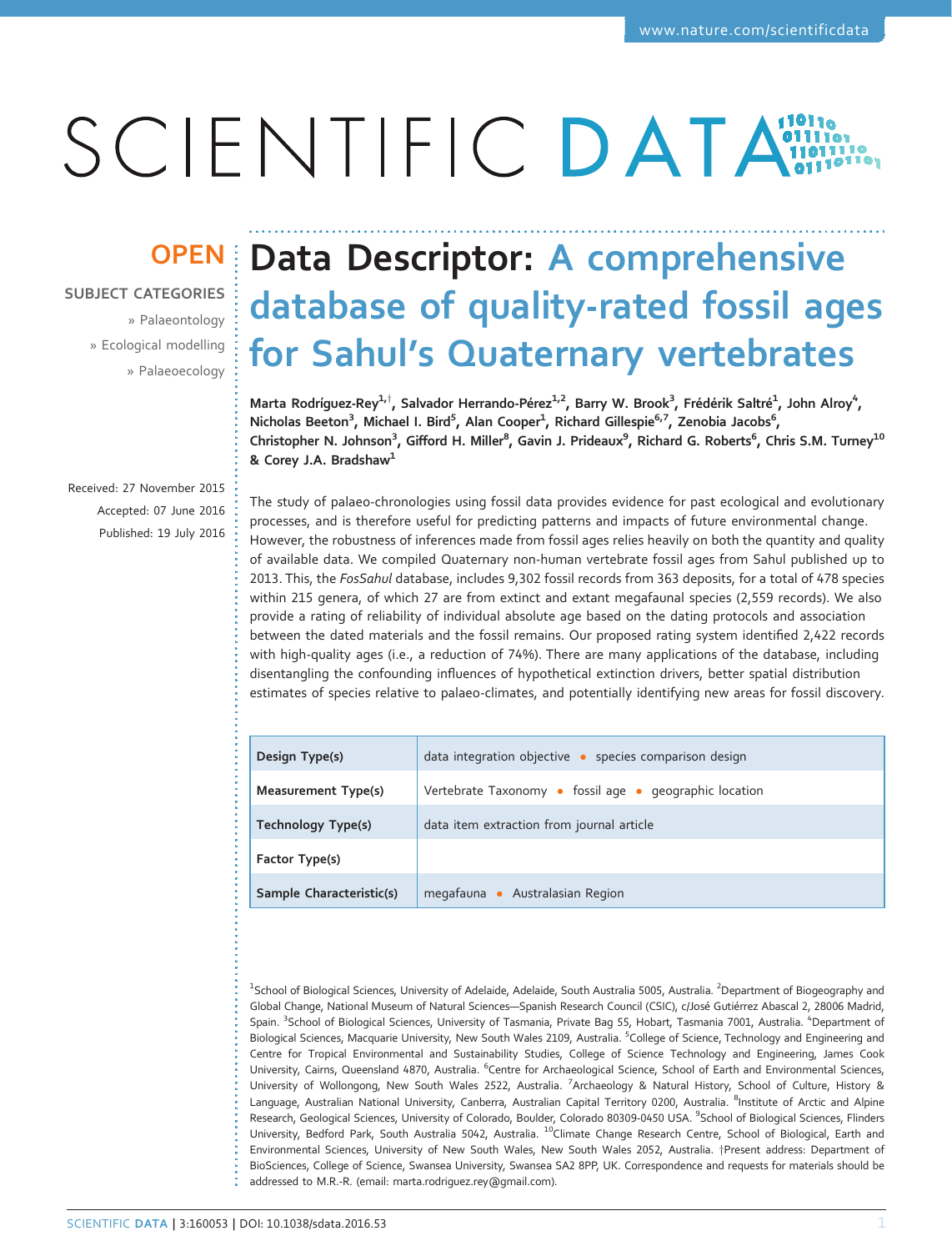OPEN

SUBJECT CATEGORIES

» Palaeontology

» Ecological modelling

» Palaeoecology

# Data Descriptor: A comprehensive database of quality-rated fossil ages for Sahul's Quaternary vertebrates

Marta Rodríguez-Rey[1,†], Salvador Herrando-Pérez[1,2], Barry W. Brook[3], Frédérik Saltré[1], John Alroy[4], Nicholas Beeton[3], Michael I. Bird[5], Alan Cooper[1], Richard Gillespie[6,7], Zenobia Jacobs[6], Christopher N. Johnson[3], Gifford H. Miller[8], Gavin J. Prideaux[9], Richard G. Roberts[6], Chris S.M. Turney[10] & Corey J.A. Bradshaw[1]

Received: 27 November 2015

Accepted: 07 June 2016

Published: 19 July 2016

The study of palaeo-chronologies using fossil data provides evidence for past ecological and evolutionary processes, and is therefore useful for predicting patterns and impacts of future environmental change. However, the robustness of inferences made from fossil ages relies heavily on both the quantity and quality of available data. We compiled Quaternary non-human vertebrate fossil ages from Sahul published up to 2013. This, the *FosSahul* database, includes 9,302 fossil records from 363 deposits, for a total of 478 species within 215 genera, of which 27 are from extinct and extant megafaunal species (2,559 records). We also provide a rating of reliability of individual absolute age based on the dating protocols and association between the dated materials and the fossil remains. Our proposed rating system identified 2,422 records with high-quality ages (i.e., a reduction of 74%). There are many applications of the database, including disentangling the confounding influences of hypothetical extinction drivers, better spatial distribution estimates of species relative to palaeo-climates, and potentially identifying new areas for fossil discovery.

| | |
|---|---|
| Design Type(s) | data integration objective • species comparison design |
| Measurement Type(s) | Vertebrate Taxonomy • fossil age • geographic location |
| Technology Type(s) | data item extraction from journal article |
| Factor Type(s) | |
| Sample Characteristic(s) | megafauna • Australasian Region |

[1]School of Biological Sciences, University of Adelaide, Adelaide, South Australia 5005, Australia. [2]Department of Biogeography and Global Change, National Museum of Natural Sciences—Spanish Research Council (CSIC), c/José Gutiérrez Abascal 2, 28006 Madrid, Spain. [3]School of Biological Sciences, University of Tasmania, Private Bag 55, Hobart, Tasmania 7001, Australia. [4]Department of Biological Sciences, Macquarie University, New South Wales 2109, Australia. [5]College of Science, Technology and Engineering and Centre for Tropical Environmental and Sustainability Studies, College of Science Technology and Engineering, James Cook University, Cairns, Queensland 4870, Australia. [6]Centre for Archaeological Science, School of Earth and Environmental Sciences, University of Wollongong, New South Wales 2522, Australia. [7]Archaeology & Natural History, School of Culture, History & Language, Australian National University, Canberra, Australian Capital Territory 0200, Australia. [8]Institute of Arctic and Alpine Research, Geological Sciences, University of Colorado, Boulder, Colorado 80309-0450 USA. [9]School of Biological Sciences, Flinders University, Bedford Park, South Australia 5042, Australia. [10]Climate Change Research Centre, School of Biological, Earth and Environmental Sciences, University of New South Wales, New South Wales 2052, Australia. †Present address: Department of BioSciences, College of Science, Swansea University, Swansea SA2 8PP, UK. Correspondence and requests for materials should be addressed to M.R.-R. (email: marta.rodriguez.rey@gmail.com).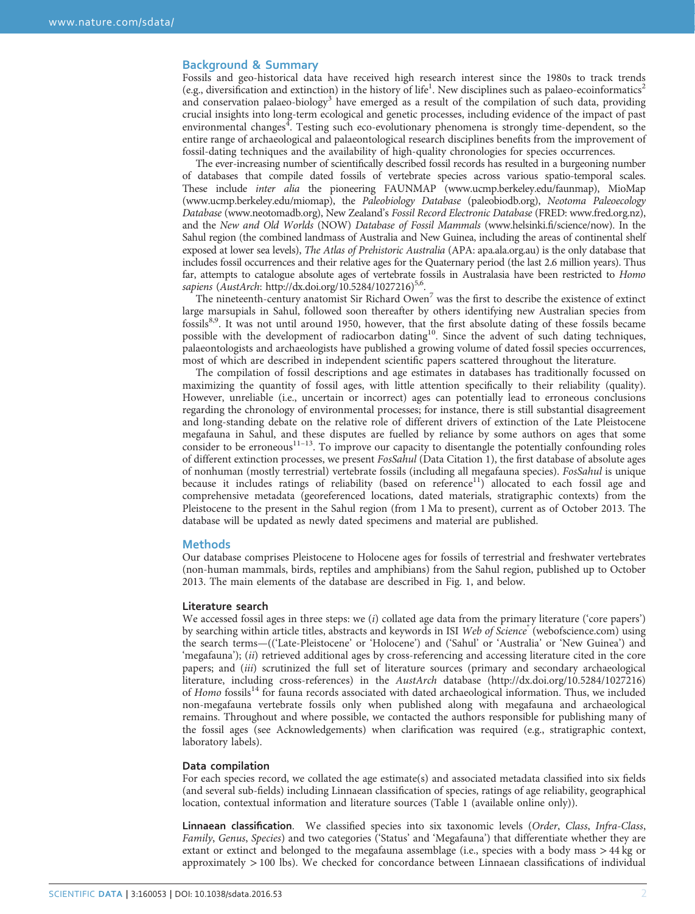## Background & Summary

Fossils and geo-historical data have received high research interest since the 1980s to track trends (e.g., diversification and extinction) in the history of life[1]. New disciplines such as palaeo-ecoinformatics[2] and conservation palaeo-biology[3] have emerged as a result of the compilation of such data, providing crucial insights into long-term ecological and genetic processes, including evidence of the impact of past environmental changes[4]. Testing such eco-evolutionary phenomena is strongly time-dependent, so the entire range of archaeological and palaeontological research disciplines benefits from the improvement of fossil-dating techniques and the availability of high-quality chronologies for species occurrences.

The ever-increasing number of scientifically described fossil records has resulted in a burgeoning number of databases that compile dated fossils of vertebrate species across various spatio-temporal scales. These include *inter alia* the pioneering FAUNMAP (www.ucmp.berkeley.edu/faunmap), MioMap (www.ucmp.berkeley.edu/miomap), the *Paleobiology Database* (paleobiodb.org), *Neotoma Paleoecology Database* (www.neotomadb.org), New Zealand's *Fossil Record Electronic Database* (FRED: www.fred.org.nz), and the *New and Old Worlds* (NOW) *Database of Fossil Mammals* (www.helsinki.fi/science/now). In the Sahul region (the combined landmass of Australia and New Guinea, including the areas of continental shelf exposed at lower sea levels), *The Atlas of Prehistoric Australia* (APA: apa.ala.org.au) is the only database that includes fossil occurrences and their relative ages for the Quaternary period (the last 2.6 million years). Thus far, attempts to catalogue absolute ages of vertebrate fossils in Australasia have been restricted to *Homo sapiens* (*AustArch*: http://dx.doi.org/10.5284/1027216)[5,6].

The nineteenth-century anatomist Sir Richard Owen[7] was the first to describe the existence of extinct large marsupials in Sahul, followed soon thereafter by others identifying new Australian species from fossils[8,9]. It was not until around 1950, however, that the first absolute dating of these fossils became possible with the development of radiocarbon dating[10]. Since the advent of such dating techniques, palaeontologists and archaeologists have published a growing volume of dated fossil species occurrences, most of which are described in independent scientific papers scattered throughout the literature.

The compilation of fossil descriptions and age estimates in databases has traditionally focussed on maximizing the quantity of fossil ages, with little attention specifically to their reliability (quality). However, unreliable (i.e., uncertain or incorrect) ages can potentially lead to erroneous conclusions regarding the chronology of environmental processes; for instance, there is still substantial disagreement and long-standing debate on the relative role of different drivers of extinction of the Late Pleistocene megafauna in Sahul, and these disputes are fuelled by reliance by some authors on ages that some consider to be erroneous[11–13]. To improve our capacity to disentangle the potentially confounding roles of different extinction processes, we present *FosSahul* (Data Citation 1), the first database of absolute ages of nonhuman (mostly terrestrial) vertebrate fossils (including all megafauna species). *FosSahul* is unique because it includes ratings of reliability (based on reference[11]) allocated to each fossil age and comprehensive metadata (georeferenced locations, dated materials, stratigraphic contexts) from the Pleistocene to the present in the Sahul region (from 1 Ma to present), current as of October 2013. The database will be updated as newly dated specimens and material are published.

## Methods

Our database comprises Pleistocene to Holocene ages for fossils of terrestrial and freshwater vertebrates (non-human mammals, birds, reptiles and amphibians) from the Sahul region, published up to October 2013. The main elements of the database are described in Fig. 1, and below.

### Literature search

We accessed fossil ages in three steps: we (*i*) collated age data from the primary literature ('core papers') by searching within article titles, abstracts and keywords in ISI *Web of Science*® (webofscience.com) using the search terms—(('Late-Pleistocene' or 'Holocene') and ('Sahul' or 'Australia' or 'New Guinea') and 'megafauna'); (*ii*) retrieved additional ages by cross-referencing and accessing literature cited in the core papers; and (*iii*) scrutinized the full set of literature sources (primary and secondary archaeological literature, including cross-references) in the *AustArch* database (http://dx.doi.org/10.5284/1027216) of *Homo* fossils[14] for fauna records associated with dated archaeological information. Thus, we included non-megafauna vertebrate fossils only when published along with megafauna and archaeological remains. Throughout and where possible, we contacted the authors responsible for publishing many of the fossil ages (see Acknowledgements) when clarification was required (e.g., stratigraphic context, laboratory labels).

### Data compilation

For each species record, we collated the age estimate(s) and associated metadata classified into six fields (and several sub-fields) including Linnaean classification of species, ratings of age reliability, geographical location, contextual information and literature sources (Table 1 (available online only)).

**Linnaean classification**. We classified species into six taxonomic levels (*Order*, *Class*, *Infra-Class*, *Family*, *Genus*, *Species*) and two categories ('Status' and 'Megafauna') that differentiate whether they are extant or extinct and belonged to the megafauna assemblage (i.e., species with a body mass > 44 kg or approximately > 100 lbs). We checked for concordance between Linnaean classifications of individual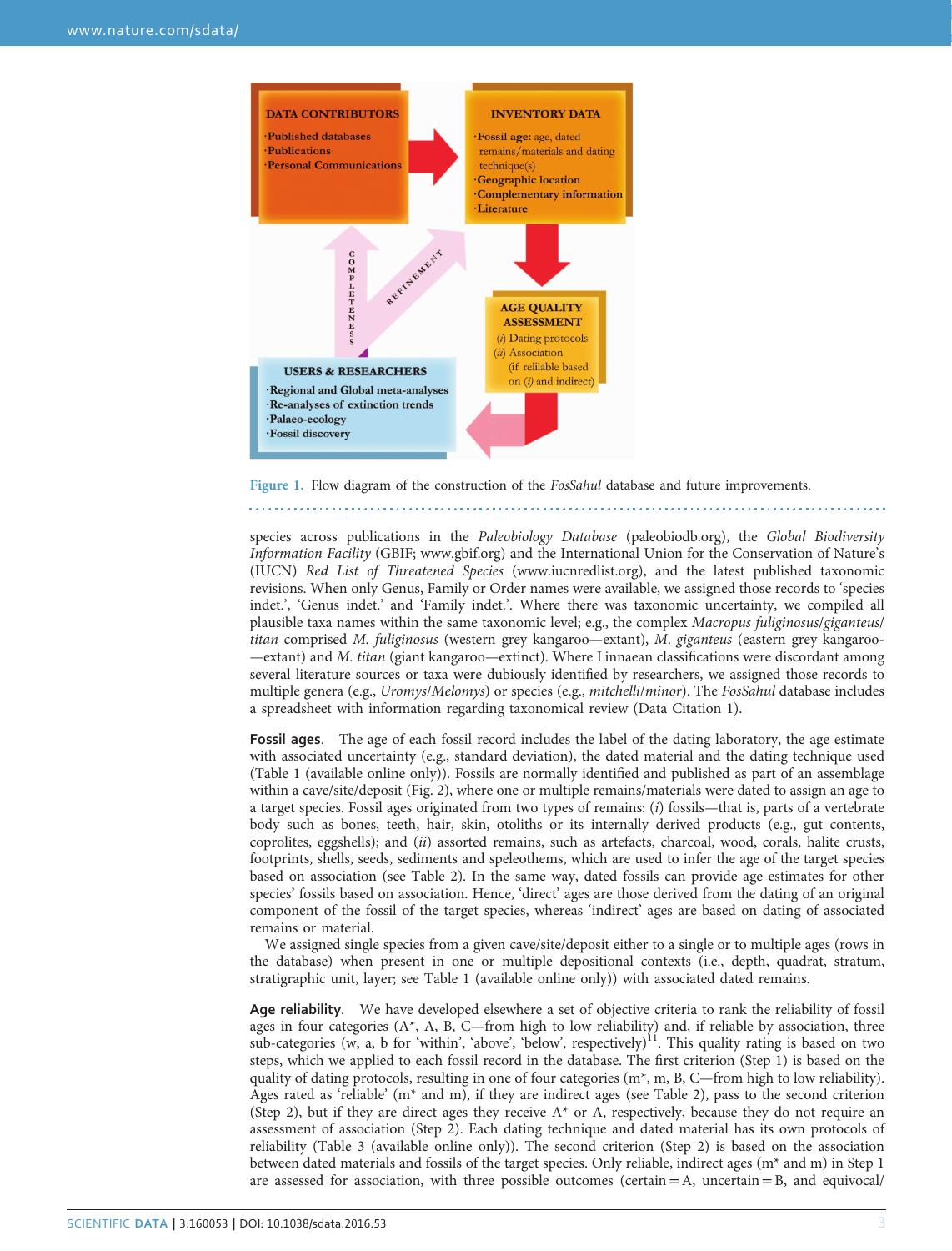Figure 1. Flow diagram of the construction of the *FosSahul* database and future improvements.

species across publications in the *Paleobiology Database* (paleobiodb.org), the *Global Biodiversity Information Facility* (GBIF; www.gbif.org) and the International Union for the Conservation of Nature's (IUCN) *Red List of Threatened Species* (www.iucnredlist.org), and the latest published taxonomic revisions. When only Genus, Family or Order names were available, we assigned those records to 'species indet.', 'Genus indet.' and 'Family indet.'. Where there was taxonomic uncertainty, we compiled all plausible taxa names within the same taxonomic level; e.g., the complex *Macropus fuliginosus/giganteus/titan* comprised *M. fuliginosus* (western grey kangaroo—extant), *M. giganteus* (eastern grey kangaroo—extant) and *M. titan* (giant kangaroo—extinct). Where Linnaean classifications were discordant among several literature sources or taxa were dubiously identified by researchers, we assigned those records to multiple genera (e.g., *Uromys/Melomys*) or species (e.g., *mitchelli/minor*). The *FosSahul* database includes a spreadsheet with information regarding taxonomical review (Data Citation 1).

**Fossil ages**. The age of each fossil record includes the label of the dating laboratory, the age estimate with associated uncertainty (e.g., standard deviation), the dated material and the dating technique used (Table 1 (available online only)). Fossils are normally identified and published as part of an assemblage within a cave/site/deposit (Fig. 2), where one or multiple remains/materials were dated to assign an age to a target species. Fossil ages originated from two types of remains: (*i*) fossils—that is, parts of a vertebrate body such as bones, teeth, hair, skin, otoliths or its internally derived products (e.g., gut contents, coprolites, eggshells); and (*ii*) assorted remains, such as artefacts, charcoal, wood, corals, halite crusts, footprints, shells, seeds, sediments and speleothems, which are used to infer the age of the target species based on association (see Table 2). In the same way, dated fossils can provide age estimates for other species' fossils based on association. Hence, 'direct' ages are those derived from the dating of an original component of the fossil of the target species, whereas 'indirect' ages are based on dating of associated remains or material.

We assigned single species from a given cave/site/deposit either to a single or to multiple ages (rows in the database) when present in one or multiple depositional contexts (i.e., depth, quadrat, stratum, stratigraphic unit, layer; see Table 1 (available online only)) with associated dated remains.

**Age reliability**. We have developed elsewhere a set of objective criteria to rank the reliability of fossil ages in four categories (A*, A, B, C—from high to low reliability) and, if reliable by association, three sub-categories (w, a, b for 'within', 'above', 'below', respectively)[11]. This quality rating is based on two steps, which we applied to each fossil record in the database. The first criterion (Step 1) is based on the quality of dating protocols, resulting in one of four categories (m*, m, B, C—from high to low reliability). Ages rated as 'reliable' (m* and m), if they are indirect ages (see Table 2), pass to the second criterion (Step 2), but if they are direct ages they receive A* or A, respectively, because they do not require an assessment of association (Step 2). Each dating technique and dated material has its own protocols of reliability (Table 3 (available online only)). The second criterion (Step 2) is based on the association between dated materials and fossils of the target species. Only reliable, indirect ages (m* and m) in Step 1 are assessed for association, with three possible outcomes (certain = A, uncertain = B, and equivocal/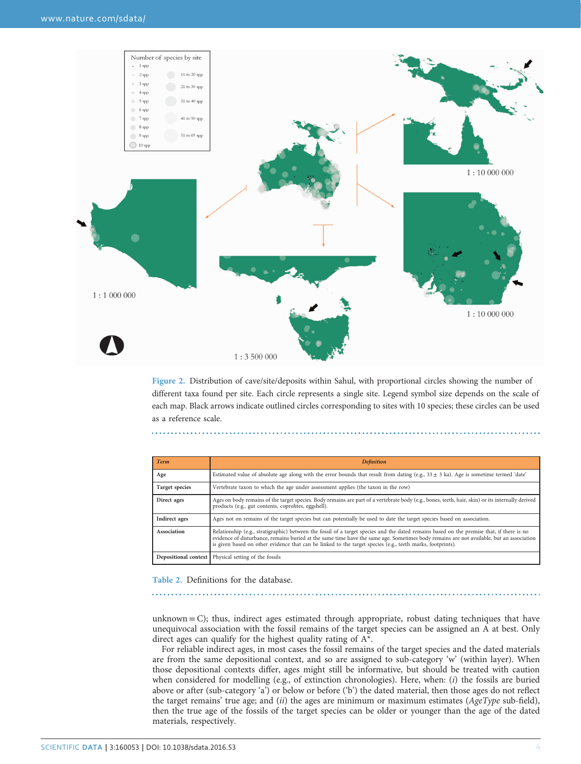Figure 2. Distribution of cave/site/deposits within Sahul, with proportional circles showing the number of different taxa found per site. Each circle represents a single site. Legend symbol size depends on the scale of each map. Black arrows indicate outlined circles corresponding to sites with 10 species; these circles can be used as a reference scale.

| *Term* | *Definition* |
| --- | --- |
| **Age** | Estimated value of absolute age along with the error bounds that result from dating (e.g., 33 ± 3 ka). Age is sometime termed 'date' |
| **Target species** | Vertebrate taxon to which the age under assessment applies (the taxon in the row) |
| **Direct ages** | Ages on body remains of the target species. Body remains are part of a vertebrate body (e.g., bones, teeth, hair, skin) or its internally derived products (e.g., gut contents, coprolites, eggshell). |
| **Indirect ages** | Ages not on remains of the target species but can potentially be used to date the target species based on association. |
| **Association** | Relationship (e.g., stratigraphic) between the fossil of a target species and the dated remains based on the premise that, if there is no evidence of disturbance, remains buried at the same time have the same age. Sometimes body remains are not available, but an association is given based on other evidence that can be linked to the target species (e.g., teeth marks, footprints). |
| **Depositional context** | Physical setting of the fossils |

Table 2. Definitions for the database.

unknown = C); thus, indirect ages estimated through appropriate, robust dating techniques that have unequivocal association with the fossil remains of the target species can be assigned an A at best. Only direct ages can qualify for the highest quality rating of A*.

For reliable indirect ages, in most cases the fossil remains of the target species and the dated materials are from the same depositional context, and so are assigned to sub-category 'w' (within layer). When those depositional contexts differ, ages might still be informative, but should be treated with caution when considered for modelling (e.g., of extinction chronologies). Here, when: (*i*) the fossils are buried above or after (sub-category 'a') or below or before ('b') the dated material, then those ages do not reflect the target remains' true age; and (*ii*) the ages are minimum or maximum estimates (*AgeType* sub-field), then the true age of the fossils of the target species can be older or younger than the age of the dated materials, respectively.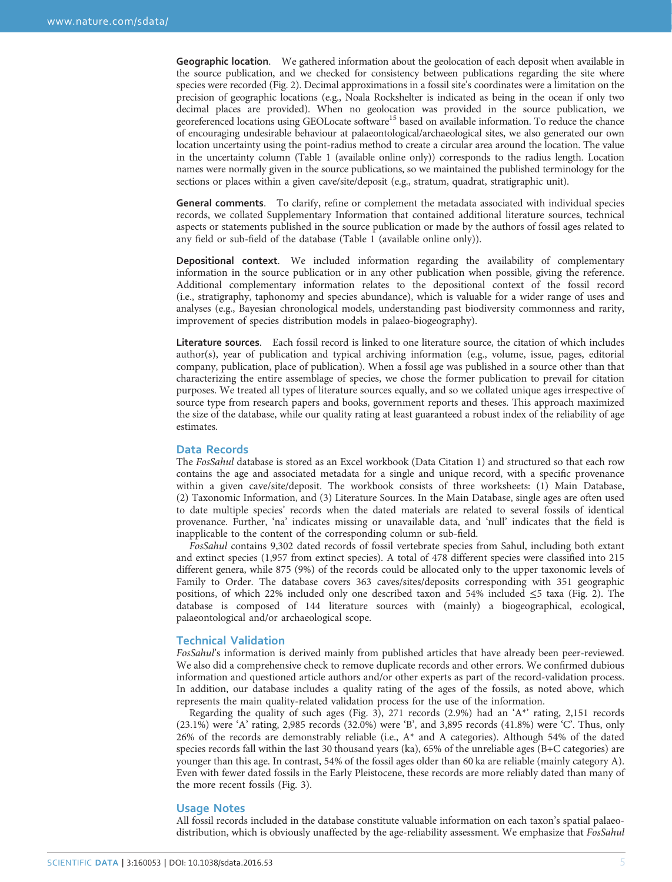**Geographic location**. We gathered information about the geolocation of each deposit when available in the source publication, and we checked for consistency between publications regarding the site where species were recorded (Fig. 2). Decimal approximations in a fossil site's coordinates were a limitation on the precision of geographic locations (e.g., Noala Rockshelter is indicated as being in the ocean if only two decimal places are provided). When no geolocation was provided in the source publication, we georeferenced locations using GEOLocate software[15] based on available information. To reduce the chance of encouraging undesirable behaviour at palaeontological/archaeological sites, we also generated our own location uncertainty using the point-radius method to create a circular area around the location. The value in the uncertainty column (Table 1 (available online only)) corresponds to the radius length. Location names were normally given in the source publications, so we maintained the published terminology for the sections or places within a given cave/site/deposit (e.g., stratum, quadrat, stratigraphic unit).

**General comments**. To clarify, refine or complement the metadata associated with individual species records, we collated Supplementary Information that contained additional literature sources, technical aspects or statements published in the source publication or made by the authors of fossil ages related to any field or sub-field of the database (Table 1 (available online only)).

**Depositional context**. We included information regarding the availability of complementary information in the source publication or in any other publication when possible, giving the reference. Additional complementary information relates to the depositional context of the fossil record (i.e., stratigraphy, taphonomy and species abundance), which is valuable for a wider range of uses and analyses (e.g., Bayesian chronological models, understanding past biodiversity commonness and rarity, improvement of species distribution models in palaeo-biogeography).

**Literature sources**. Each fossil record is linked to one literature source, the citation of which includes author(s), year of publication and typical archiving information (e.g., volume, issue, pages, editorial company, publication, place of publication). When a fossil age was published in a source other than that characterizing the entire assemblage of species, we chose the former publication to prevail for citation purposes. We treated all types of literature sources equally, and so we collated unique ages irrespective of source type from research papers and books, government reports and theses. This approach maximized the size of the database, while our quality rating at least guaranteed a robust index of the reliability of age estimates.

## Data Records

The *FosSahul* database is stored as an Excel workbook (Data Citation 1) and structured so that each row contains the age and associated metadata for a single and unique record, with a specific provenance within a given cave/site/deposit. The workbook consists of three worksheets: (1) Main Database, (2) Taxonomic Information, and (3) Literature Sources. In the Main Database, single ages are often used to date multiple species' records when the dated materials are related to several fossils of identical provenance. Further, 'na' indicates missing or unavailable data, and 'null' indicates that the field is inapplicable to the content of the corresponding column or sub-field.

*FosSahul* contains 9,302 dated records of fossil vertebrate species from Sahul, including both extant and extinct species (1,957 from extinct species). A total of 478 different species were classified into 215 different genera, while 875 (9%) of the records could be allocated only to the upper taxonomic levels of Family to Order. The database covers 363 caves/sites/deposits corresponding with 351 geographic positions, of which 22% included only one described taxon and 54% included ≤5 taxa (Fig. 2). The database is composed of 144 literature sources with (mainly) a biogeographical, ecological, palaeontological and/or archaeological scope.

## Technical Validation

*FosSahul*'s information is derived mainly from published articles that have already been peer-reviewed. We also did a comprehensive check to remove duplicate records and other errors. We confirmed dubious information and questioned article authors and/or other experts as part of the record-validation process. In addition, our database includes a quality rating of the ages of the fossils, as noted above, which represents the main quality-related validation process for the use of the information.

Regarding the quality of such ages (Fig. 3), 271 records (2.9%) had an 'A*' rating, 2,151 records (23.1%) were 'A' rating, 2,985 records (32.0%) were 'B', and 3,895 records (41.8%) were 'C'. Thus, only 26% of the records are demonstrably reliable (i.e., A* and A categories). Although 54% of the dated species records fall within the last 30 thousand years (ka), 65% of the unreliable ages (B+C categories) are younger than this age. In contrast, 54% of the fossil ages older than 60 ka are reliable (mainly category A). Even with fewer dated fossils in the Early Pleistocene, these records are more reliably dated than many of the more recent fossils (Fig. 3).

## Usage Notes

All fossil records included in the database constitute valuable information on each taxon's spatial palaeo-distribution, which is obviously unaffected by the age-reliability assessment. We emphasize that *FosSahul*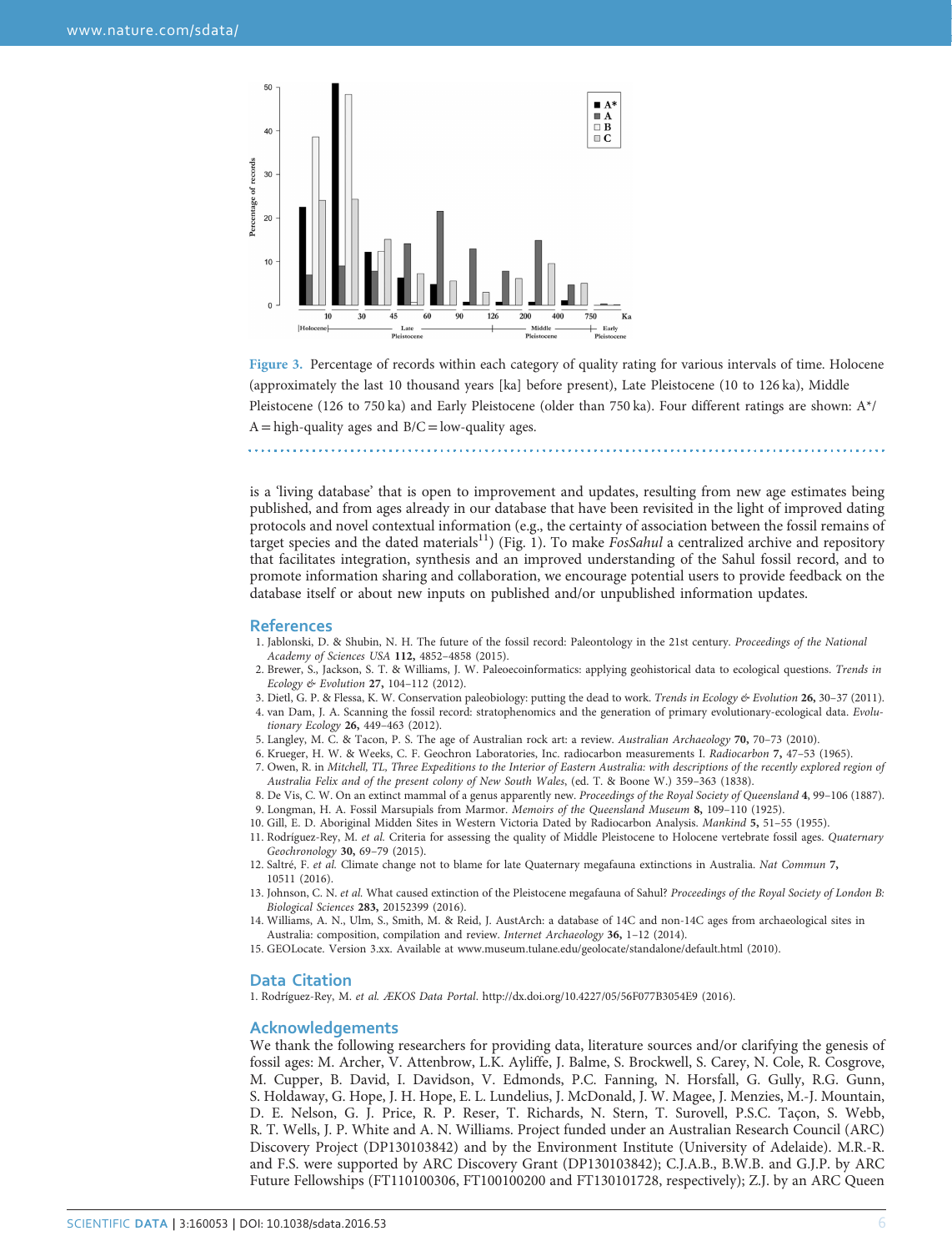Figure 3. Percentage of records within each category of quality rating for various intervals of time. Holocene (approximately the last 10 thousand years [ka] before present), Late Pleistocene (10 to 126 ka), Middle Pleistocene (126 to 750 ka) and Early Pleistocene (older than 750 ka). Four different ratings are shown: A*/A = high-quality ages and B/C = low-quality ages.

is a 'living database' that is open to improvement and updates, resulting from new age estimates being published, and from ages already in our database that have been revisited in the light of improved dating protocols and novel contextual information (e.g., the certainty of association between the fossil remains of target species and the dated materials[11]) (Fig. 1). To make *FosSahul* a centralized archive and repository that facilitates integration, synthesis and an improved understanding of the Sahul fossil record, and to promote information sharing and collaboration, we encourage potential users to provide feedback on the database itself or about new inputs on published and/or unpublished information updates.

## References

1. Jablonski, D. & Shubin, N. H. The future of the fossil record: Paleontology in the 21st century. *Proceedings of the National Academy of Sciences USA* **112,** 4852–4858 (2015).
2. Brewer, S., Jackson, S. T. & Williams, J. W. Paleoecoinformatics: applying geohistorical data to ecological questions. *Trends in Ecology & Evolution* **27,** 104–112 (2012).
3. Dietl, G. P. & Flessa, K. W. Conservation paleobiology: putting the dead to work. *Trends in Ecology & Evolution* **26,** 30–37 (2011).
4. van Dam, J. A. Scanning the fossil record: stratophenomics and the generation of primary evolutionary-ecological data. *Evolutionary Ecology* **26,** 449–463 (2012).
5. Langley, M. C. & Tacon, P. S. The age of Australian rock art: a review. *Australian Archaeology* **70,** 70–73 (2010).
6. Krueger, H. W. & Weeks, C. F. Geochron Laboratories, Inc. radiocarbon measurements I. *Radiocarbon* **7,** 47–53 (1965).
7. Owen, R. in *Mitchell, TL, Three Expeditions to the Interior of Eastern Australia: with descriptions of the recently explored region of Australia Felix and of the present colony of New South Wales*, (ed. T. & Boone W.) 359–363 (1838).
8. De Vis, C. W. On an extinct mammal of a genus apparently new. *Proceedings of the Royal Society of Queensland* **4,** 99–106 (1887).
9. Longman, H. A. Fossil Marsupials from Marmor. *Memoirs of the Queensland Museum* **8,** 109–110 (1925).
10. Gill, E. D. Aboriginal Midden Sites in Western Victoria Dated by Radiocarbon Analysis. *Mankind* **5,** 51–55 (1955).
11. Rodríguez-Rey, M. *et al.* Criteria for assessing the quality of Middle Pleistocene to Holocene vertebrate fossil ages. *Quaternary Geochronology* **30,** 69–79 (2015).
12. Saltré, F. *et al.* Climate change not to blame for late Quaternary megafauna extinctions in Australia. *Nat Commun* **7,** 10511 (2016).
13. Johnson, C. N. *et al.* What caused extinction of the Pleistocene megafauna of Sahul? *Proceedings of the Royal Society of London B: Biological Sciences* **283,** 20152399 (2016).
14. Williams, A. N., Ulm, S., Smith, M. & Reid, J. AustArch: a database of 14C and non-14C ages from archaeological sites in Australia: composition, compilation and review. *Internet Archaeology* **36,** 1–12 (2014).
15. GEOLocate. Version 3.xx. Available at www.museum.tulane.edu/geolocate/standalone/default.html (2010).

## Data Citation

1. Rodríguez-Rey, M. *et al. ÆKOS Data Portal*. http://dx.doi.org/10.4227/05/56F077B3054E9 (2016).

## Acknowledgements

We thank the following researchers for providing data, literature sources and/or clarifying the genesis of fossil ages: M. Archer, V. Attenbrow, L.K. Ayliffe, J. Balme, S. Brockwell, S. Carey, N. Cole, R. Cosgrove, M. Cupper, B. David, I. Davidson, V. Edmonds, P.C. Fanning, N. Horsfall, G. Gully, R.G. Gunn, S. Holdaway, G. Hope, J. H. Hope, E. L. Lundelius, J. McDonald, J. W. Magee, J. Menzies, M.-J. Mountain, D. E. Nelson, G. J. Price, R. P. Reser, T. Richards, N. Stern, T. Surovell, P.S.C. Taçon, S. Webb, R. T. Wells, J. P. White and A. N. Williams. Project funded under an Australian Research Council (ARC) Discovery Project (DP130103842) and by the Environment Institute (University of Adelaide). M.R.-R. and F.S. were supported by ARC Discovery Grant (DP130103842); C.J.A.B., B.W.B. and G.J.P. by ARC Future Fellowships (FT110100306, FT100100200 and FT130101728, respectively); Z.J. by an ARC Queen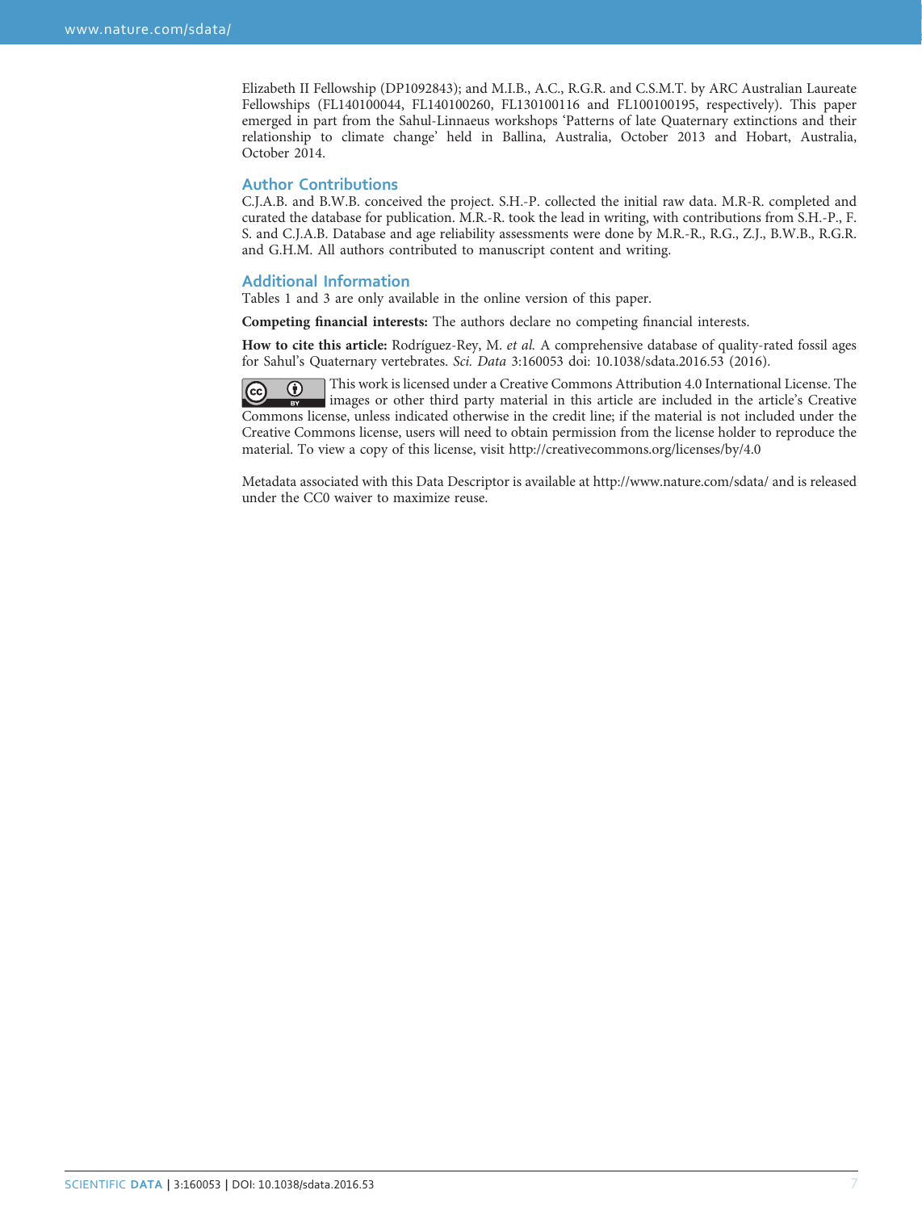Elizabeth II Fellowship (DP1092843); and M.I.B., A.C., R.G.R. and C.S.M.T. by ARC Australian Laureate Fellowships (FL140100044, FL140100260, FL130100116 and FL100100195, respectively). This paper emerged in part from the Sahul-Linnaeus workshops 'Patterns of late Quaternary extinctions and their relationship to climate change' held in Ballina, Australia, October 2013 and Hobart, Australia, October 2014.

## Author Contributions

C.J.A.B. and B.W.B. conceived the project. S.H.-P. collected the initial raw data. M.R-R. completed and curated the database for publication. M.R.-R. took the lead in writing, with contributions from S.H.-P., F. S. and C.J.A.B. Database and age reliability assessments were done by M.R.-R., R.G., Z.J., B.W.B., R.G.R. and G.H.M. All authors contributed to manuscript content and writing.

## Additional Information

Tables 1 and 3 are only available in the online version of this paper.

**Competing financial interests:** The authors declare no competing financial interests.

**How to cite this article:** Rodríguez-Rey, M. *et al.* A comprehensive database of quality-rated fossil ages for Sahul's Quaternary vertebrates. *Sci. Data* 3:160053 doi: 10.1038/sdata.2016.53 (2016).

This work is licensed under a Creative Commons Attribution 4.0 International License. The images or other third party material in this article are included in the article's Creative Commons license, unless indicated otherwise in the credit line; if the material is not included under the Creative Commons license, users will need to obtain permission from the license holder to reproduce the material. To view a copy of this license, visit http://creativecommons.org/licenses/by/4.0

Metadata associated with this Data Descriptor is available at http://www.nature.com/sdata/ and is released under the CC0 waiver to maximize reuse.